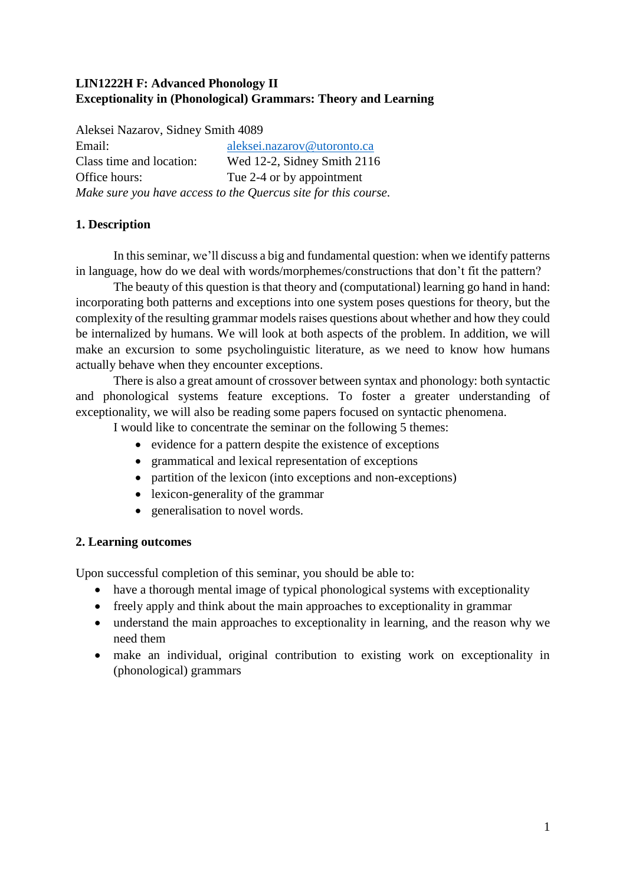**LIN1222H F: Advanced Phonology II**
**Exceptionality in (Phonological) Grammars: Theory and Learning**

Aleksei Nazarov, Sidney Smith 4089

| | |
|---|---|
| Email: | aleksei.nazarov@utoronto.ca |
| Class time and location: | Wed 12-2, Sidney Smith 2116 |
| Office hours: | Tue 2-4 or by appointment |

*Make sure you have access to the Quercus site for this course.*

## 1. Description

In this seminar, we'll discuss a big and fundamental question: when we identify patterns in language, how do we deal with words/morphemes/constructions that don't fit the pattern?

The beauty of this question is that theory and (computational) learning go hand in hand: incorporating both patterns and exceptions into one system poses questions for theory, but the complexity of the resulting grammar models raises questions about whether and how they could be internalized by humans. We will look at both aspects of the problem. In addition, we will make an excursion to some psycholinguistic literature, as we need to know how humans actually behave when they encounter exceptions.

There is also a great amount of crossover between syntax and phonology: both syntactic and phonological systems feature exceptions. To foster a greater understanding of exceptionality, we will also be reading some papers focused on syntactic phenomena.

I would like to concentrate the seminar on the following 5 themes:

- evidence for a pattern despite the existence of exceptions
- grammatical and lexical representation of exceptions
- partition of the lexicon (into exceptions and non-exceptions)
- lexicon-generality of the grammar
- generalisation to novel words.

## 2. Learning outcomes

Upon successful completion of this seminar, you should be able to:

- have a thorough mental image of typical phonological systems with exceptionality
- freely apply and think about the main approaches to exceptionality in grammar
- understand the main approaches to exceptionality in learning, and the reason why we need them
- make an individual, original contribution to existing work on exceptionality in (phonological) grammars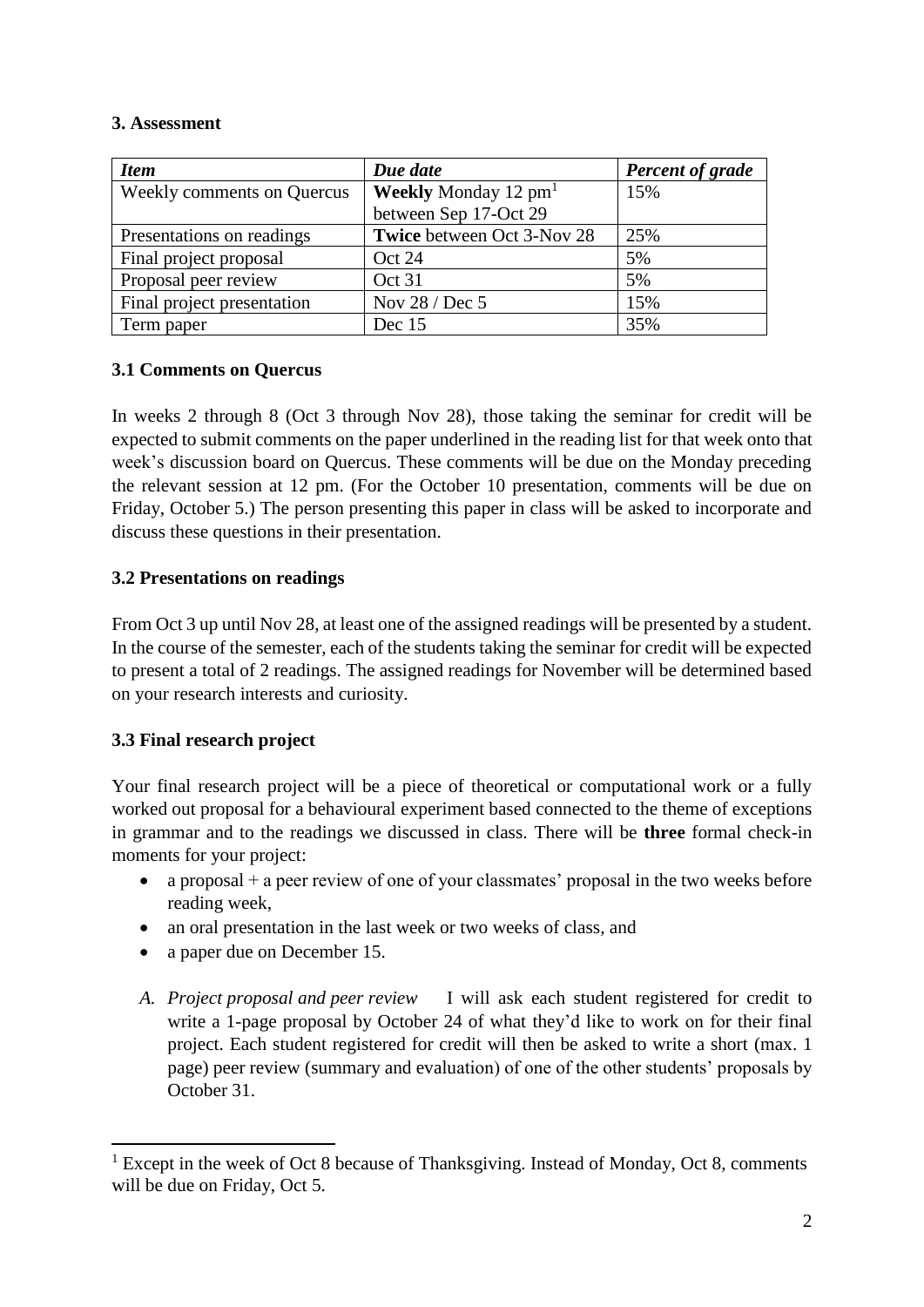### 3. Assessment

| *Item* | *Due date* | *Percent of grade* |
|---|---|---|
| Weekly comments on Quercus | **Weekly** Monday 12 pm[1] between Sep 17-Oct 29 | 15% |
| Presentations on readings | **Twice** between Oct 3-Nov 28 | 25% |
| Final project proposal | Oct 24 | 5% |
| Proposal peer review | Oct 31 | 5% |
| Final project presentation | Nov 28 / Dec 5 | 15% |
| Term paper | Dec 15 | 35% |

### 3.1 Comments on Quercus

In weeks 2 through 8 (Oct 3 through Nov 28), those taking the seminar for credit will be expected to submit comments on the paper underlined in the reading list for that week onto that week's discussion board on Quercus. These comments will be due on the Monday preceding the relevant session at 12 pm. (For the October 10 presentation, comments will be due on Friday, October 5.) The person presenting this paper in class will be asked to incorporate and discuss these questions in their presentation.

### 3.2 Presentations on readings

From Oct 3 up until Nov 28, at least one of the assigned readings will be presented by a student. In the course of the semester, each of the students taking the seminar for credit will be expected to present a total of 2 readings. The assigned readings for November will be determined based on your research interests and curiosity.

### 3.3 Final research project

Your final research project will be a piece of theoretical or computational work or a fully worked out proposal for a behavioural experiment based connected to the theme of exceptions in grammar and to the readings we discussed in class. There will be **three** formal check-in moments for your project:

- a proposal + a peer review of one of your classmates' proposal in the two weeks before reading week,
- an oral presentation in the last week or two weeks of class, and
- a paper due on December 15.

*A. Project proposal and peer review* I will ask each student registered for credit to write a 1-page proposal by October 24 of what they'd like to work on for their final project. Each student registered for credit will then be asked to write a short (max. 1 page) peer review (summary and evaluation) of one of the other students' proposals by October 31.

[1] Except in the week of Oct 8 because of Thanksgiving. Instead of Monday, Oct 8, comments will be due on Friday, Oct 5.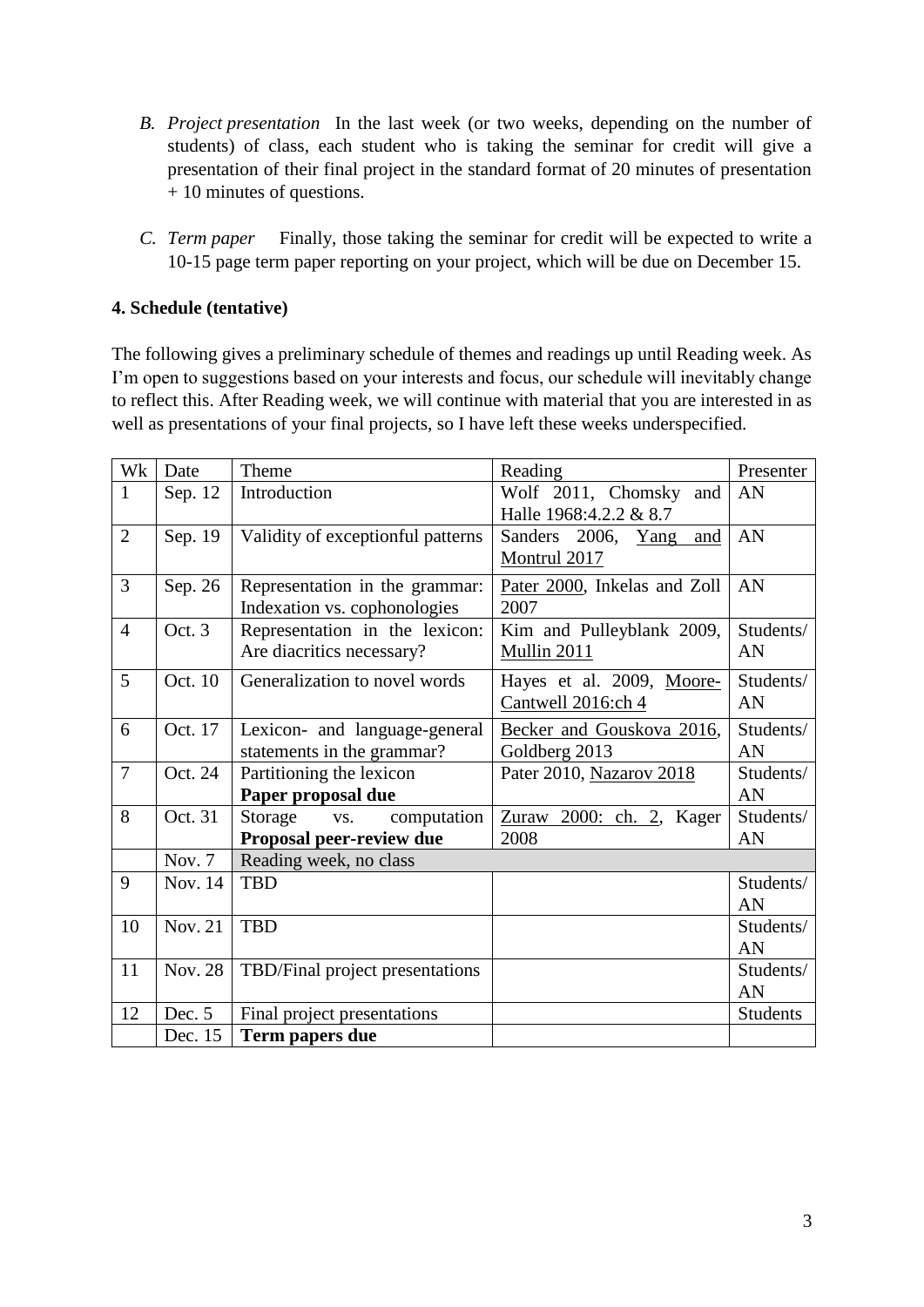B. *Project presentation* In the last week (or two weeks, depending on the number of students) of class, each student who is taking the seminar for credit will give a presentation of their final project in the standard format of 20 minutes of presentation + 10 minutes of questions.

C. *Term paper* Finally, those taking the seminar for credit will be expected to write a 10-15 page term paper reporting on your project, which will be due on December 15.

**4. Schedule (tentative)**

The following gives a preliminary schedule of themes and readings up until Reading week. As I'm open to suggestions based on your interests and focus, our schedule will inevitably change to reflect this. After Reading week, we will continue with material that you are interested in as well as presentations of your final projects, so I have left these weeks underspecified.

| Wk | Date | Theme | Reading | Presenter |
|---|---|---|---|---|
| 1 | Sep. 12 | Introduction | Wolf 2011, Chomsky and Halle 1968:4.2.2 & 8.7 | AN |
| 2 | Sep. 19 | Validity of exceptionful patterns | Sanders 2006, Yang and Montrul 2017 | AN |
| 3 | Sep. 26 | Representation in the grammar: Indexation vs. cophonologies | Pater 2000, Inkelas and Zoll 2007 | AN |
| 4 | Oct. 3 | Representation in the lexicon: Are diacritics necessary? | Kim and Pulleyblank 2009, Mullin 2011 | Students/ AN |
| 5 | Oct. 10 | Generalization to novel words | Hayes et al. 2009, Moore-Cantwell 2016:ch 4 | Students/ AN |
| 6 | Oct. 17 | Lexicon- and language-general statements in the grammar? | Becker and Gouskova 2016, Goldberg 2013 | Students/ AN |
| 7 | Oct. 24 | Partitioning the lexicon **Paper proposal due** | Pater 2010, Nazarov 2018 | Students/ AN |
| 8 | Oct. 31 | Storage vs. computation **Proposal peer-review due** | Zuraw 2000: ch. 2, Kager 2008 | Students/ AN |
| | Nov. 7 | Reading week, no class | | |
| 9 | Nov. 14 | TBD | | Students/ AN |
| 10 | Nov. 21 | TBD | | Students/ AN |
| 11 | Nov. 28 | TBD/Final project presentations | | Students/ AN |
| 12 | Dec. 5 | Final project presentations | | Students |
| | Dec. 15 | **Term papers due** | | |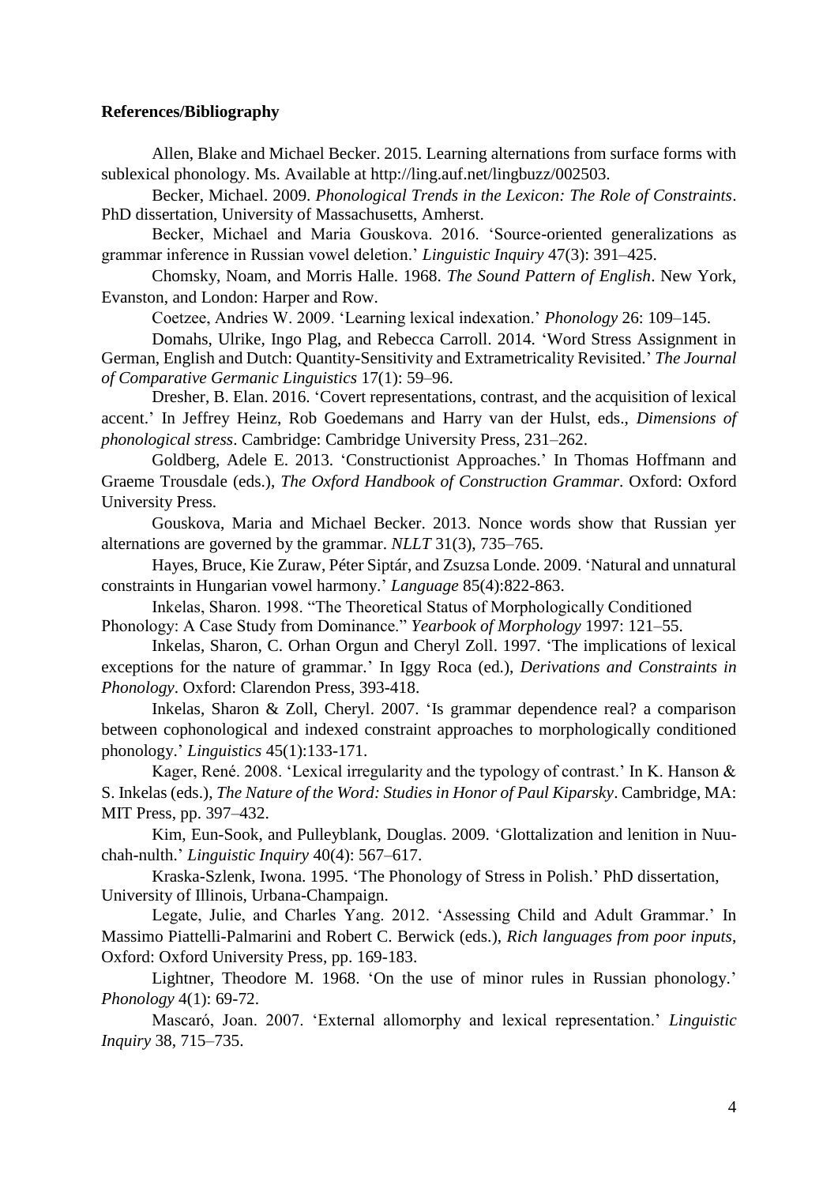**References/Bibliography**

Allen, Blake and Michael Becker. 2015. Learning alternations from surface forms with sublexical phonology. Ms. Available at http://ling.auf.net/lingbuzz/002503.

Becker, Michael. 2009. *Phonological Trends in the Lexicon: The Role of Constraints*. PhD dissertation, University of Massachusetts, Amherst.

Becker, Michael and Maria Gouskova. 2016. 'Source-oriented generalizations as grammar inference in Russian vowel deletion.' *Linguistic Inquiry* 47(3): 391–425.

Chomsky, Noam, and Morris Halle. 1968. *The Sound Pattern of English*. New York, Evanston, and London: Harper and Row.

Coetzee, Andries W. 2009. 'Learning lexical indexation.' *Phonology* 26: 109–145.

Domahs, Ulrike, Ingo Plag, and Rebecca Carroll. 2014. 'Word Stress Assignment in German, English and Dutch: Quantity-Sensitivity and Extrametricality Revisited.' *The Journal of Comparative Germanic Linguistics* 17(1): 59–96.

Dresher, B. Elan. 2016. 'Covert representations, contrast, and the acquisition of lexical accent.' In Jeffrey Heinz, Rob Goedemans and Harry van der Hulst, eds., *Dimensions of phonological stress*. Cambridge: Cambridge University Press, 231–262.

Goldberg, Adele E. 2013. 'Constructionist Approaches.' In Thomas Hoffmann and Graeme Trousdale (eds.), *The Oxford Handbook of Construction Grammar*. Oxford: Oxford University Press.

Gouskova, Maria and Michael Becker. 2013. Nonce words show that Russian yer alternations are governed by the grammar. *NLLT* 31(3), 735–765.

Hayes, Bruce, Kie Zuraw, Péter Siptár, and Zsuzsa Londe. 2009. 'Natural and unnatural constraints in Hungarian vowel harmony.' *Language* 85(4):822-863.

Inkelas, Sharon. 1998. "The Theoretical Status of Morphologically Conditioned Phonology: A Case Study from Dominance." *Yearbook of Morphology* 1997: 121–55.

Inkelas, Sharon, C. Orhan Orgun and Cheryl Zoll. 1997. 'The implications of lexical exceptions for the nature of grammar.' In Iggy Roca (ed.), *Derivations and Constraints in Phonology*. Oxford: Clarendon Press, 393-418.

Inkelas, Sharon & Zoll, Cheryl. 2007. 'Is grammar dependence real? a comparison between cophonological and indexed constraint approaches to morphologically conditioned phonology.' *Linguistics* 45(1):133-171.

Kager, René. 2008. 'Lexical irregularity and the typology of contrast.' In K. Hanson & S. Inkelas (eds.), *The Nature of the Word: Studies in Honor of Paul Kiparsky*. Cambridge, MA: MIT Press, pp. 397–432.

Kim, Eun-Sook, and Pulleyblank, Douglas. 2009. 'Glottalization and lenition in Nuu-chah-nulth.' *Linguistic Inquiry* 40(4): 567–617.

Kraska-Szlenk, Iwona. 1995. 'The Phonology of Stress in Polish.' PhD dissertation, University of Illinois, Urbana-Champaign.

Legate, Julie, and Charles Yang. 2012. 'Assessing Child and Adult Grammar.' In Massimo Piattelli-Palmarini and Robert C. Berwick (eds.), *Rich languages from poor inputs*, Oxford: Oxford University Press, pp. 169-183.

Lightner, Theodore M. 1968. 'On the use of minor rules in Russian phonology.' *Phonology* 4(1): 69-72.

Mascaró, Joan. 2007. 'External allomorphy and lexical representation.' *Linguistic Inquiry* 38, 715–735.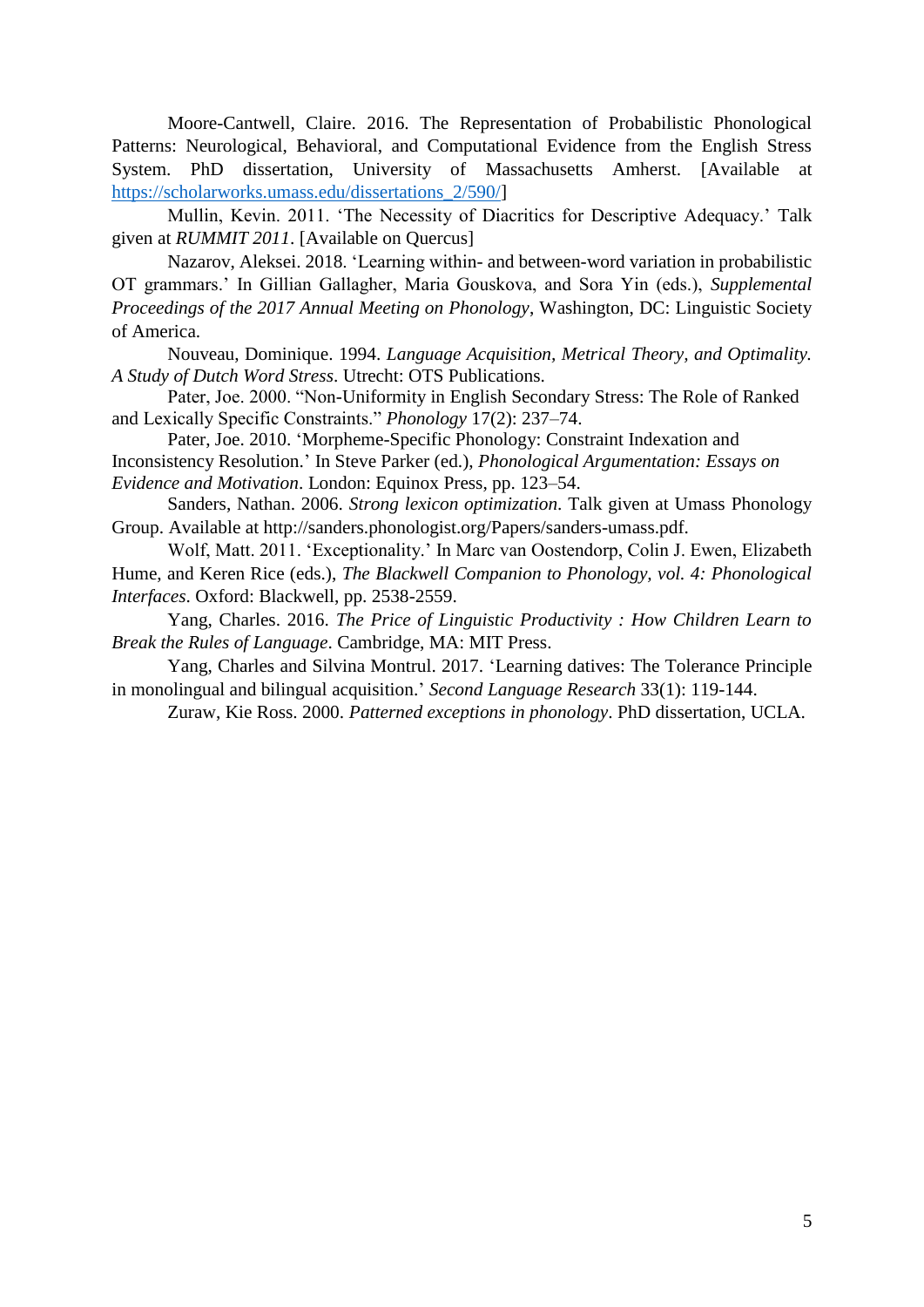Moore-Cantwell, Claire. 2016. The Representation of Probabilistic Phonological Patterns: Neurological, Behavioral, and Computational Evidence from the English Stress System. PhD dissertation, University of Massachusetts Amherst. [Available at https://scholarworks.umass.edu/dissertations_2/590/]

Mullin, Kevin. 2011. 'The Necessity of Diacritics for Descriptive Adequacy.' Talk given at *RUMMIT 2011*. [Available on Quercus]

Nazarov, Aleksei. 2018. 'Learning within- and between-word variation in probabilistic OT grammars.' In Gillian Gallagher, Maria Gouskova, and Sora Yin (eds.), *Supplemental Proceedings of the 2017 Annual Meeting on Phonology*, Washington, DC: Linguistic Society of America.

Nouveau, Dominique. 1994. *Language Acquisition, Metrical Theory, and Optimality. A Study of Dutch Word Stress*. Utrecht: OTS Publications.

Pater, Joe. 2000. "Non-Uniformity in English Secondary Stress: The Role of Ranked and Lexically Specific Constraints." *Phonology* 17(2): 237–74.

Pater, Joe. 2010. 'Morpheme-Specific Phonology: Constraint Indexation and Inconsistency Resolution.' In Steve Parker (ed.), *Phonological Argumentation: Essays on Evidence and Motivation*. London: Equinox Press, pp. 123–54.

Sanders, Nathan. 2006. *Strong lexicon optimization*. Talk given at Umass Phonology Group. Available at http://sanders.phonologist.org/Papers/sanders-umass.pdf.

Wolf, Matt. 2011. 'Exceptionality.' In Marc van Oostendorp, Colin J. Ewen, Elizabeth Hume, and Keren Rice (eds.), *The Blackwell Companion to Phonology, vol. 4: Phonological Interfaces*. Oxford: Blackwell, pp. 2538-2559.

Yang, Charles. 2016. *The Price of Linguistic Productivity : How Children Learn to Break the Rules of Language*. Cambridge, MA: MIT Press.

Yang, Charles and Silvina Montrul. 2017. 'Learning datives: The Tolerance Principle in monolingual and bilingual acquisition.' *Second Language Research* 33(1): 119-144.

Zuraw, Kie Ross. 2000. *Patterned exceptions in phonology*. PhD dissertation, UCLA.